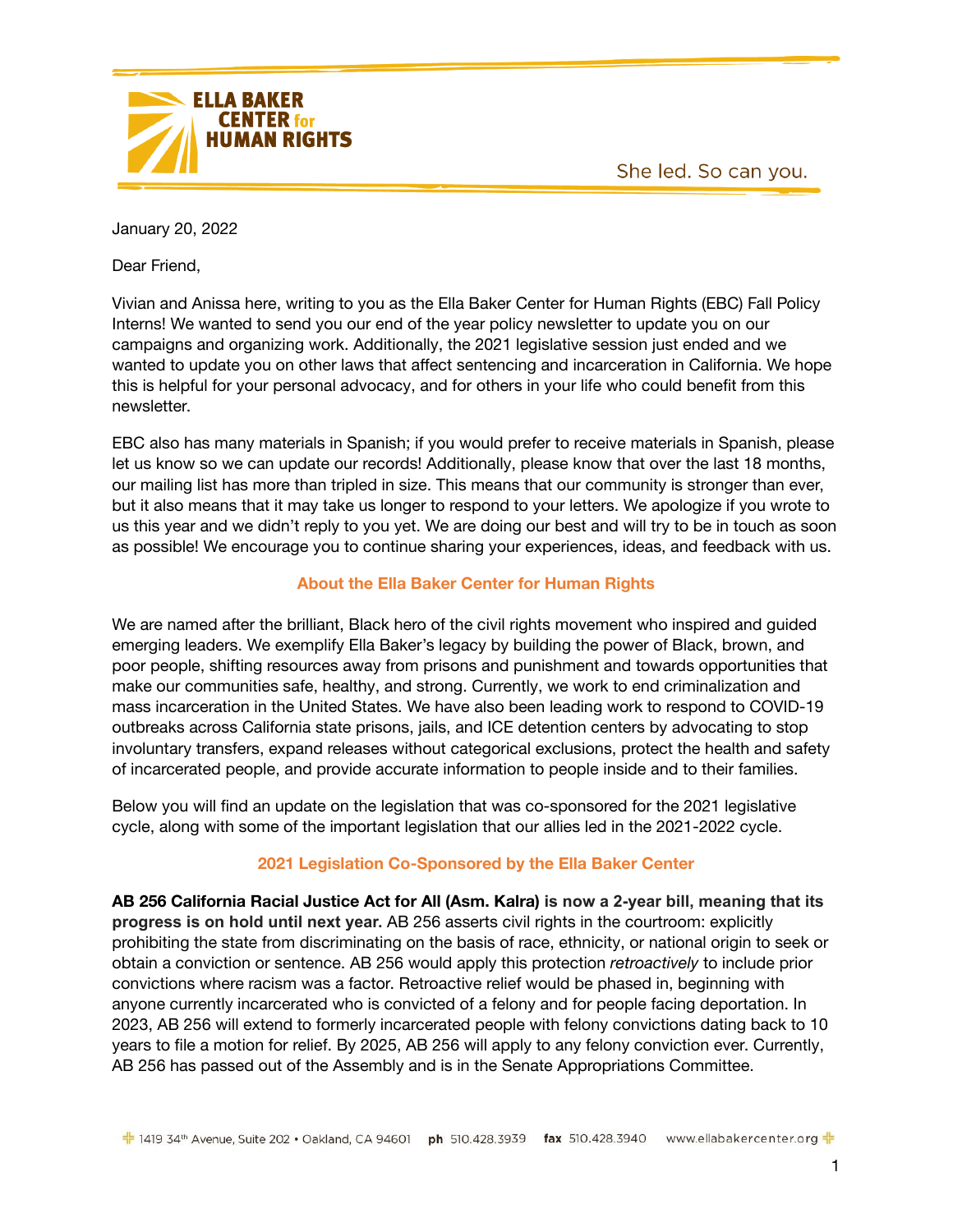ELLA BAKER CENTER for HUMAN RIGHTS

She led. So can you.

January 20, 2022

Dear Friend,

Vivian and Anissa here, writing to you as the Ella Baker Center for Human Rights (EBC) Fall Policy Interns! We wanted to send you our end of the year policy newsletter to update you on our campaigns and organizing work. Additionally, the 2021 legislative session just ended and we wanted to update you on other laws that affect sentencing and incarceration in California. We hope this is helpful for your personal advocacy, and for others in your life who could benefit from this newsletter.

EBC also has many materials in Spanish; if you would prefer to receive materials in Spanish, please let us know so we can update our records! Additionally, please know that over the last 18 months, our mailing list has more than tripled in size. This means that our community is stronger than ever, but it also means that it may take us longer to respond to your letters. We apologize if you wrote to us this year and we didn't reply to you yet. We are doing our best and will try to be in touch as soon as possible! We encourage you to continue sharing your experiences, ideas, and feedback with us.

## About the Ella Baker Center for Human Rights

We are named after the brilliant, Black hero of the civil rights movement who inspired and guided emerging leaders. We exemplify Ella Baker's legacy by building the power of Black, brown, and poor people, shifting resources away from prisons and punishment and towards opportunities that make our communities safe, healthy, and strong. Currently, we work to end criminalization and mass incarceration in the United States. We have also been leading work to respond to COVID-19 outbreaks across California state prisons, jails, and ICE detention centers by advocating to stop involuntary transfers, expand releases without categorical exclusions, protect the health and safety of incarcerated people, and provide accurate information to people inside and to their families.

Below you will find an update on the legislation that was co-sponsored for the 2021 legislative cycle, along with some of the important legislation that our allies led in the 2021-2022 cycle.

## 2021 Legislation Co-Sponsored by the Ella Baker Center

**AB 256 California Racial Justice Act for All (Asm. Kalra) is now a 2-year bill, meaning that its progress is on hold until next year.** AB 256 asserts civil rights in the courtroom: explicitly prohibiting the state from discriminating on the basis of race, ethnicity, or national origin to seek or obtain a conviction or sentence. AB 256 would apply this protection *retroactively* to include prior convictions where racism was a factor. Retroactive relief would be phased in, beginning with anyone currently incarcerated who is convicted of a felony and for people facing deportation. In 2023, AB 256 will extend to formerly incarcerated people with felony convictions dating back to 10 years to file a motion for relief. By 2025, AB 256 will apply to any felony conviction ever. Currently, AB 256 has passed out of the Assembly and is in the Senate Appropriations Committee.

1419 34th Avenue, Suite 202 • Oakland, CA 94601 ph 510.428.3939 fax 510.428.3940 www.ellabakercenter.org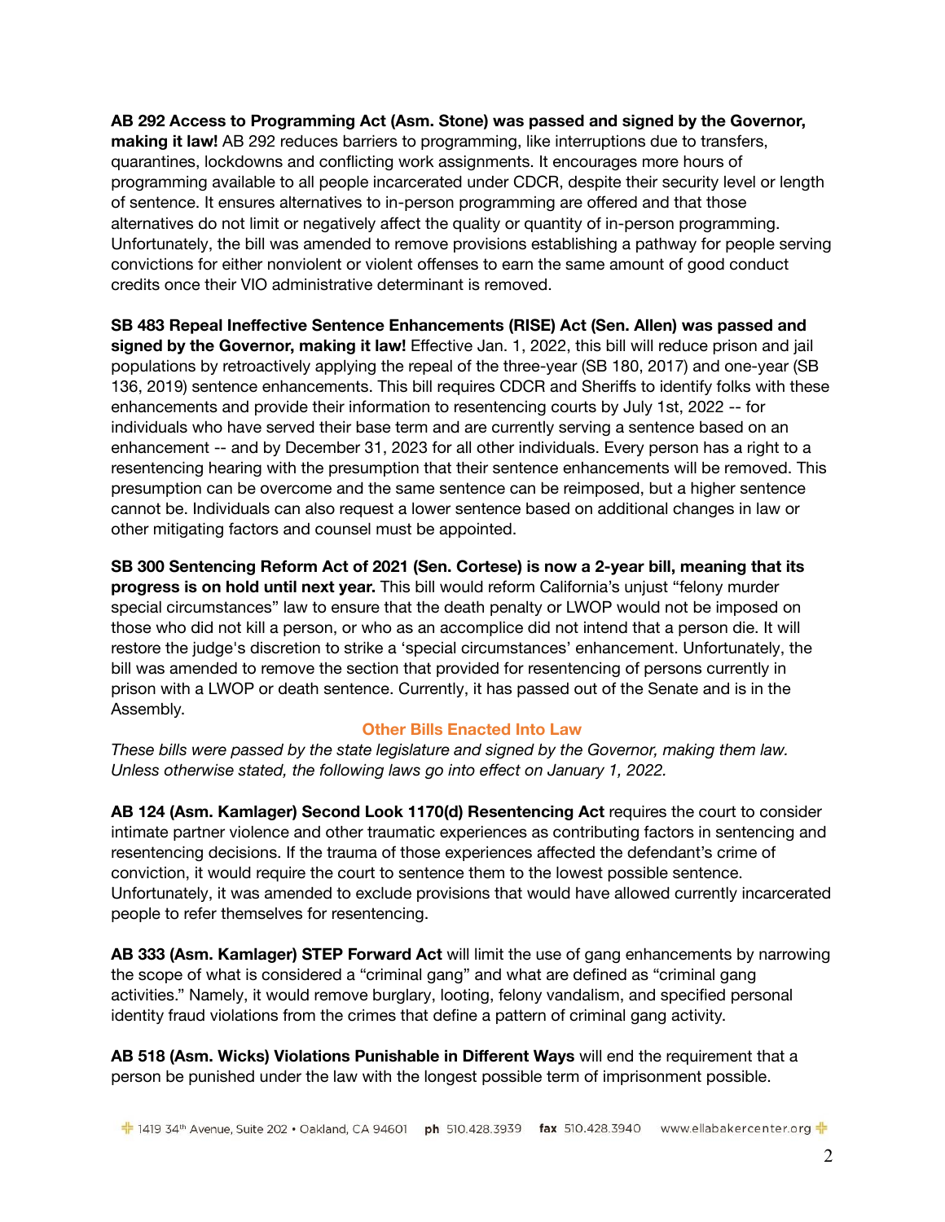**AB 292 Access to Programming Act (Asm. Stone) was passed and signed by the Governor, making it law!** AB 292 reduces barriers to programming, like interruptions due to transfers, quarantines, lockdowns and conflicting work assignments. It encourages more hours of programming available to all people incarcerated under CDCR, despite their security level or length of sentence. It ensures alternatives to in-person programming are offered and that those alternatives do not limit or negatively affect the quality or quantity of in-person programming. Unfortunately, the bill was amended to remove provisions establishing a pathway for people serving convictions for either nonviolent or violent offenses to earn the same amount of good conduct credits once their VIO administrative determinant is removed.

**SB 483 Repeal Ineffective Sentence Enhancements (RISE) Act (Sen. Allen) was passed and signed by the Governor, making it law!** Effective Jan. 1, 2022, this bill will reduce prison and jail populations by retroactively applying the repeal of the three-year (SB 180, 2017) and one-year (SB 136, 2019) sentence enhancements. This bill requires CDCR and Sheriffs to identify folks with these enhancements and provide their information to resentencing courts by July 1st, 2022 -- for individuals who have served their base term and are currently serving a sentence based on an enhancement -- and by December 31, 2023 for all other individuals. Every person has a right to a resentencing hearing with the presumption that their sentence enhancements will be removed. This presumption can be overcome and the same sentence can be reimposed, but a higher sentence cannot be. Individuals can also request a lower sentence based on additional changes in law or other mitigating factors and counsel must be appointed.

**SB 300 Sentencing Reform Act of 2021 (Sen. Cortese) is now a 2-year bill, meaning that its progress is on hold until next year.** This bill would reform California's unjust "felony murder special circumstances" law to ensure that the death penalty or LWOP would not be imposed on those who did not kill a person, or who as an accomplice did not intend that a person die. It will restore the judge's discretion to strike a 'special circumstances' enhancement. Unfortunately, the bill was amended to remove the section that provided for resentencing of persons currently in prison with a LWOP or death sentence. Currently, it has passed out of the Senate and is in the Assembly.

## Other Bills Enacted Into Law

*These bills were passed by the state legislature and signed by the Governor, making them law. Unless otherwise stated, the following laws go into effect on January 1, 2022.*

**AB 124 (Asm. Kamlager) Second Look 1170(d) Resentencing Act** requires the court to consider intimate partner violence and other traumatic experiences as contributing factors in sentencing and resentencing decisions. If the trauma of those experiences affected the defendant's crime of conviction, it would require the court to sentence them to the lowest possible sentence. Unfortunately, it was amended to exclude provisions that would have allowed currently incarcerated people to refer themselves for resentencing.

**AB 333 (Asm. Kamlager) STEP Forward Act** will limit the use of gang enhancements by narrowing the scope of what is considered a "criminal gang" and what are defined as "criminal gang activities." Namely, it would remove burglary, looting, felony vandalism, and specified personal identity fraud violations from the crimes that define a pattern of criminal gang activity.

**AB 518 (Asm. Wicks) Violations Punishable in Different Ways** will end the requirement that a person be punished under the law with the longest possible term of imprisonment possible.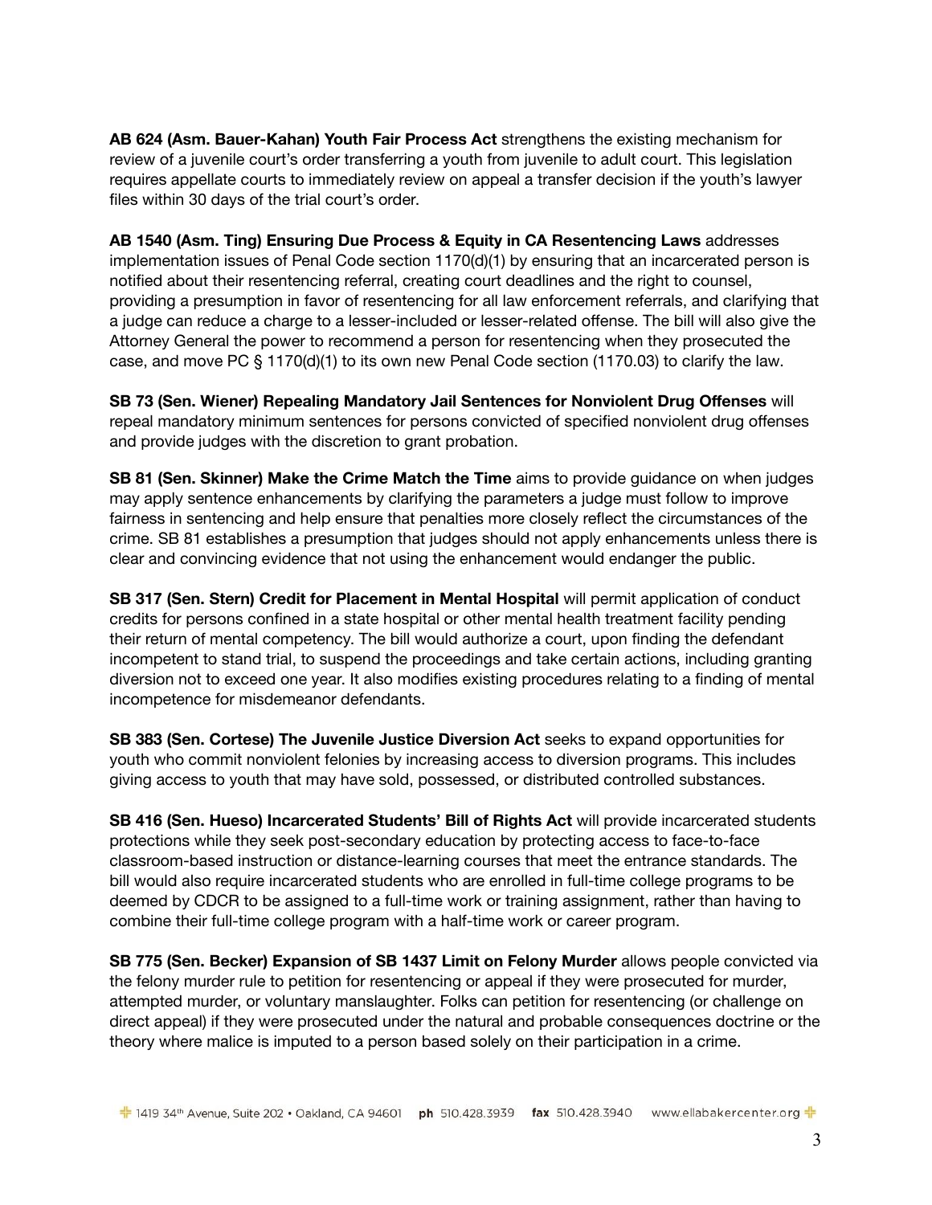**AB 624 (Asm. Bauer-Kahan) Youth Fair Process Act** strengthens the existing mechanism for review of a juvenile court's order transferring a youth from juvenile to adult court. This legislation requires appellate courts to immediately review on appeal a transfer decision if the youth's lawyer files within 30 days of the trial court's order.

**AB 1540 (Asm. Ting) Ensuring Due Process & Equity in CA Resentencing Laws** addresses implementation issues of Penal Code section 1170(d)(1) by ensuring that an incarcerated person is notified about their resentencing referral, creating court deadlines and the right to counsel, providing a presumption in favor of resentencing for all law enforcement referrals, and clarifying that a judge can reduce a charge to a lesser-included or lesser-related offense. The bill will also give the Attorney General the power to recommend a person for resentencing when they prosecuted the case, and move PC § 1170(d)(1) to its own new Penal Code section (1170.03) to clarify the law.

**SB 73 (Sen. Wiener) Repealing Mandatory Jail Sentences for Nonviolent Drug Offenses** will repeal mandatory minimum sentences for persons convicted of specified nonviolent drug offenses and provide judges with the discretion to grant probation.

**SB 81 (Sen. Skinner) Make the Crime Match the Time** aims to provide guidance on when judges may apply sentence enhancements by clarifying the parameters a judge must follow to improve fairness in sentencing and help ensure that penalties more closely reflect the circumstances of the crime. SB 81 establishes a presumption that judges should not apply enhancements unless there is clear and convincing evidence that not using the enhancement would endanger the public.

**SB 317 (Sen. Stern) Credit for Placement in Mental Hospital** will permit application of conduct credits for persons confined in a state hospital or other mental health treatment facility pending their return of mental competency. The bill would authorize a court, upon finding the defendant incompetent to stand trial, to suspend the proceedings and take certain actions, including granting diversion not to exceed one year. It also modifies existing procedures relating to a finding of mental incompetence for misdemeanor defendants.

**SB 383 (Sen. Cortese) The Juvenile Justice Diversion Act** seeks to expand opportunities for youth who commit nonviolent felonies by increasing access to diversion programs. This includes giving access to youth that may have sold, possessed, or distributed controlled substances.

**SB 416 (Sen. Hueso) Incarcerated Students' Bill of Rights Act** will provide incarcerated students protections while they seek post-secondary education by protecting access to face-to-face classroom-based instruction or distance-learning courses that meet the entrance standards. The bill would also require incarcerated students who are enrolled in full-time college programs to be deemed by CDCR to be assigned to a full-time work or training assignment, rather than having to combine their full-time college program with a half-time work or career program.

**SB 775 (Sen. Becker) Expansion of SB 1437 Limit on Felony Murder** allows people convicted via the felony murder rule to petition for resentencing or appeal if they were prosecuted for murder, attempted murder, or voluntary manslaughter. Folks can petition for resentencing (or challenge on direct appeal) if they were prosecuted under the natural and probable consequences doctrine or the theory where malice is imputed to a person based solely on their participation in a crime.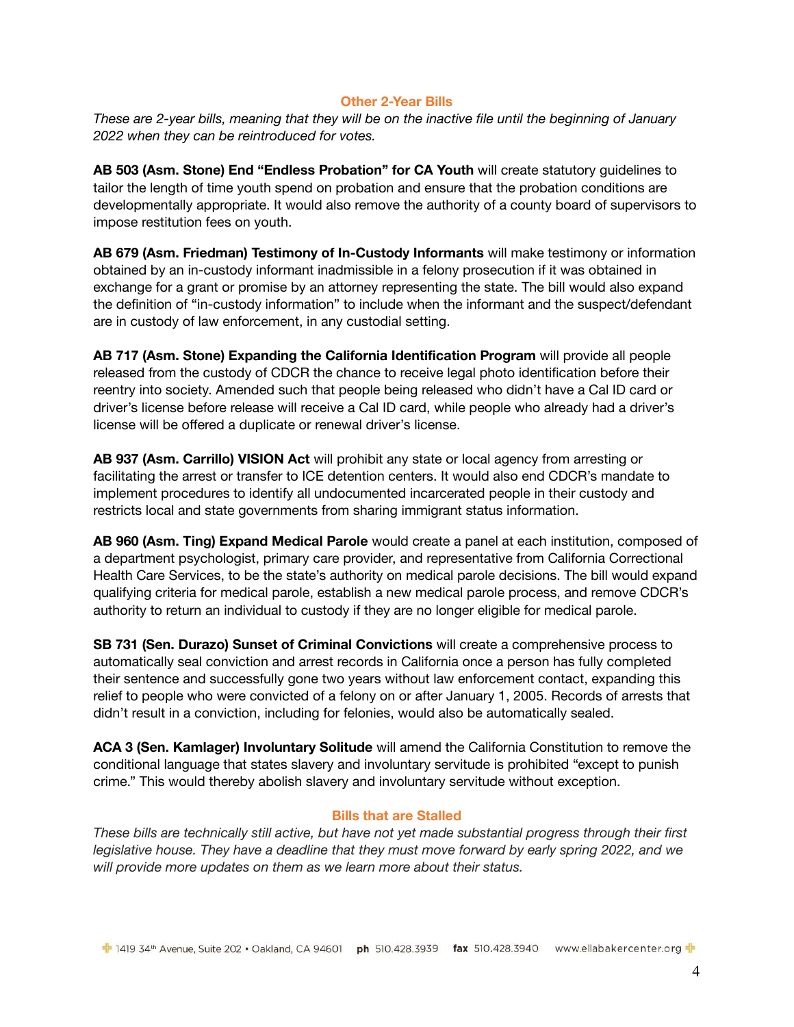## Other 2-Year Bills

*These are 2-year bills, meaning that they will be on the inactive file until the beginning of January 2022 when they can be reintroduced for votes.*

**AB 503 (Asm. Stone) End "Endless Probation" for CA Youth** will create statutory guidelines to tailor the length of time youth spend on probation and ensure that the probation conditions are developmentally appropriate. It would also remove the authority of a county board of supervisors to impose restitution fees on youth.

**AB 679 (Asm. Friedman) Testimony of In-Custody Informants** will make testimony or information obtained by an in-custody informant inadmissible in a felony prosecution if it was obtained in exchange for a grant or promise by an attorney representing the state. The bill would also expand the definition of "in-custody information" to include when the informant and the suspect/defendant are in custody of law enforcement, in any custodial setting.

**AB 717 (Asm. Stone) Expanding the California Identification Program** will provide all people released from the custody of CDCR the chance to receive legal photo identification before their reentry into society. Amended such that people being released who didn't have a Cal ID card or driver's license before release will receive a Cal ID card, while people who already had a driver's license will be offered a duplicate or renewal driver's license.

**AB 937 (Asm. Carrillo) VISION Act** will prohibit any state or local agency from arresting or facilitating the arrest or transfer to ICE detention centers. It would also end CDCR's mandate to implement procedures to identify all undocumented incarcerated people in their custody and restricts local and state governments from sharing immigrant status information.

**AB 960 (Asm. Ting) Expand Medical Parole** would create a panel at each institution, composed of a department psychologist, primary care provider, and representative from California Correctional Health Care Services, to be the state's authority on medical parole decisions. The bill would expand qualifying criteria for medical parole, establish a new medical parole process, and remove CDCR's authority to return an individual to custody if they are no longer eligible for medical parole.

**SB 731 (Sen. Durazo) Sunset of Criminal Convictions** will create a comprehensive process to automatically seal conviction and arrest records in California once a person has fully completed their sentence and successfully gone two years without law enforcement contact, expanding this relief to people who were convicted of a felony on or after January 1, 2005. Records of arrests that didn't result in a conviction, including for felonies, would also be automatically sealed.

**ACA 3 (Sen. Kamlager) Involuntary Solitude** will amend the California Constitution to remove the conditional language that states slavery and involuntary servitude is prohibited "except to punish crime." This would thereby abolish slavery and involuntary servitude without exception.

## Bills that are Stalled

*These bills are technically still active, but have not yet made substantial progress through their first legislative house. They have a deadline that they must move forward by early spring 2022, and we will provide more updates on them as we learn more about their status.*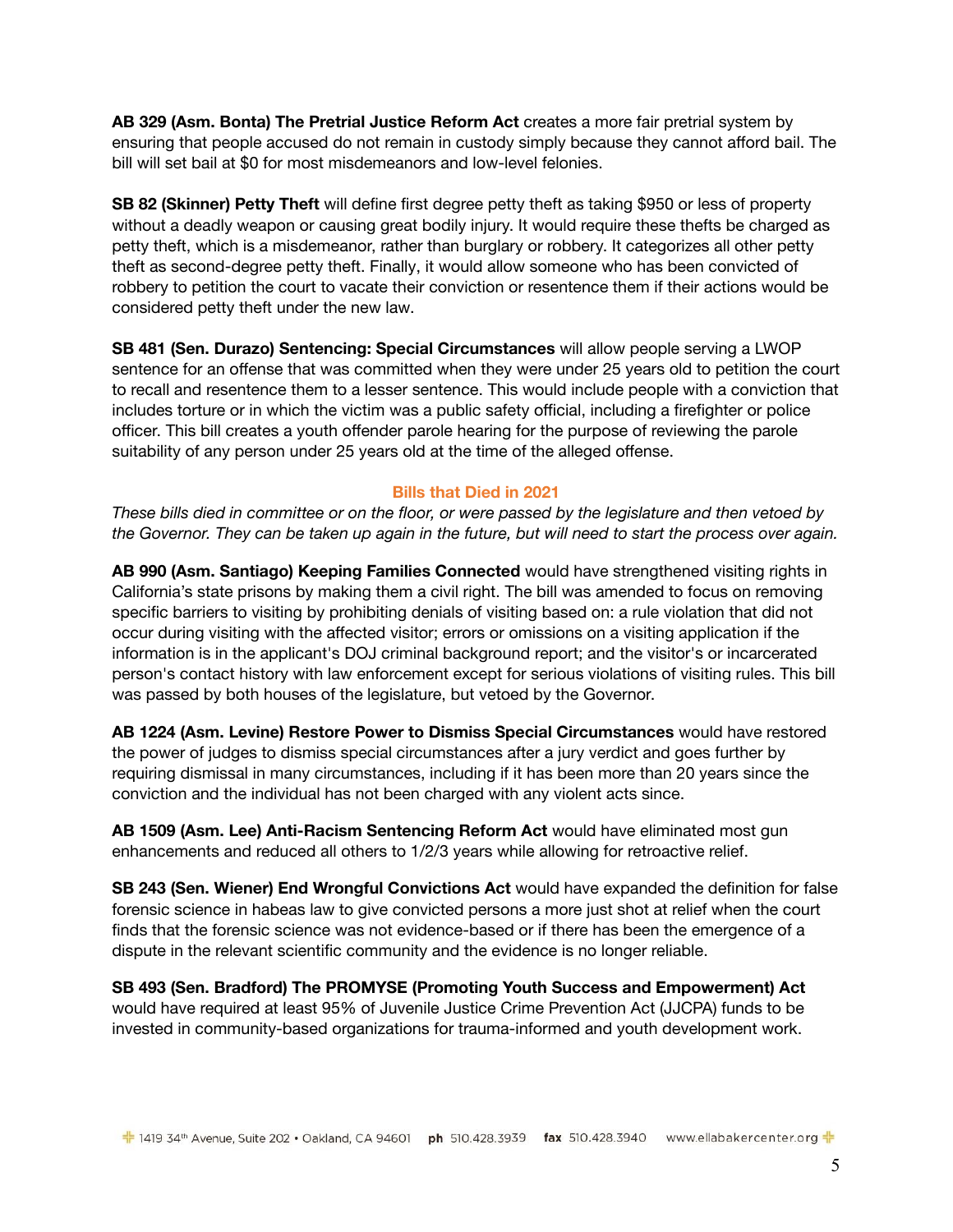**AB 329 (Asm. Bonta) The Pretrial Justice Reform Act** creates a more fair pretrial system by ensuring that people accused do not remain in custody simply because they cannot afford bail. The bill will set bail at $0 for most misdemeanors and low-level felonies.

**SB 82 (Skinner) Petty Theft** will define first degree petty theft as taking $950 or less of property without a deadly weapon or causing great bodily injury. It would require these thefts be charged as petty theft, which is a misdemeanor, rather than burglary or robbery. It categorizes all other petty theft as second-degree petty theft. Finally, it would allow someone who has been convicted of robbery to petition the court to vacate their conviction or resentence them if their actions would be considered petty theft under the new law.

**SB 481 (Sen. Durazo) Sentencing: Special Circumstances** will allow people serving a LWOP sentence for an offense that was committed when they were under 25 years old to petition the court to recall and resentence them to a lesser sentence. This would include people with a conviction that includes torture or in which the victim was a public safety official, including a firefighter or police officer. This bill creates a youth offender parole hearing for the purpose of reviewing the parole suitability of any person under 25 years old at the time of the alleged offense.

## Bills that Died in 2021

*These bills died in committee or on the floor, or were passed by the legislature and then vetoed by the Governor. They can be taken up again in the future, but will need to start the process over again.*

**AB 990 (Asm. Santiago) Keeping Families Connected** would have strengthened visiting rights in California's state prisons by making them a civil right. The bill was amended to focus on removing specific barriers to visiting by prohibiting denials of visiting based on: a rule violation that did not occur during visiting with the affected visitor; errors or omissions on a visiting application if the information is in the applicant's DOJ criminal background report; and the visitor's or incarcerated person's contact history with law enforcement except for serious violations of visiting rules. This bill was passed by both houses of the legislature, but vetoed by the Governor.

**AB 1224 (Asm. Levine) Restore Power to Dismiss Special Circumstances** would have restored the power of judges to dismiss special circumstances after a jury verdict and goes further by requiring dismissal in many circumstances, including if it has been more than 20 years since the conviction and the individual has not been charged with any violent acts since.

**AB 1509 (Asm. Lee) Anti-Racism Sentencing Reform Act** would have eliminated most gun enhancements and reduced all others to 1/2/3 years while allowing for retroactive relief.

**SB 243 (Sen. Wiener) End Wrongful Convictions Act** would have expanded the definition for false forensic science in habeas law to give convicted persons a more just shot at relief when the court finds that the forensic science was not evidence-based or if there has been the emergence of a dispute in the relevant scientific community and the evidence is no longer reliable.

**SB 493 (Sen. Bradford) The PROMYSE (Promoting Youth Success and Empowerment) Act** would have required at least 95% of Juvenile Justice Crime Prevention Act (JJCPA) funds to be invested in community-based organizations for trauma-informed and youth development work.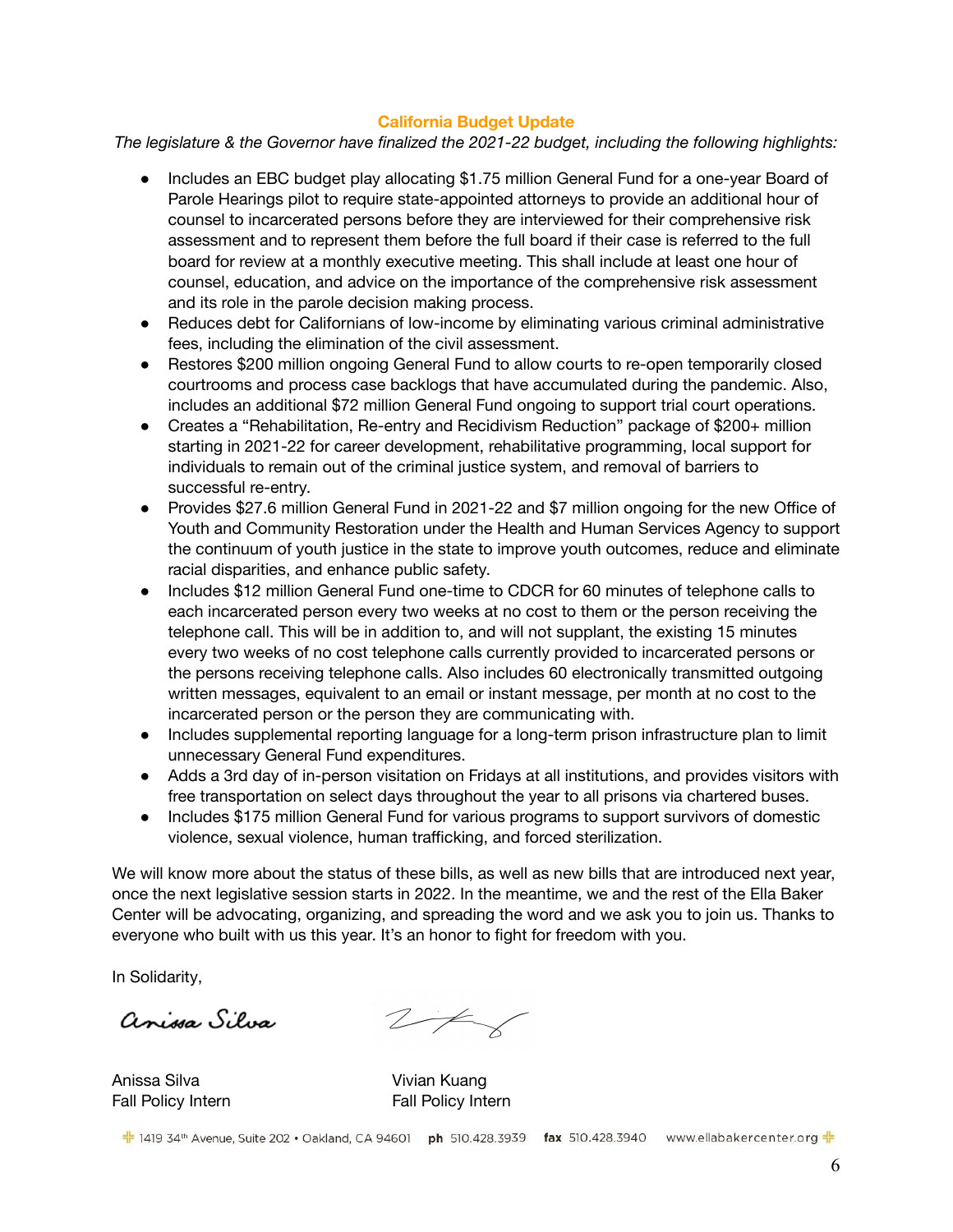## California Budget Update

*The legislature & the Governor have finalized the 2021-22 budget, including the following highlights:*

- Includes an EBC budget play allocating $1.75 million General Fund for a one-year Board of Parole Hearings pilot to require state-appointed attorneys to provide an additional hour of counsel to incarcerated persons before they are interviewed for their comprehensive risk assessment and to represent them before the full board if their case is referred to the full board for review at a monthly executive meeting. This shall include at least one hour of counsel, education, and advice on the importance of the comprehensive risk assessment and its role in the parole decision making process.
- Reduces debt for Californians of low-income by eliminating various criminal administrative fees, including the elimination of the civil assessment.
- Restores $200 million ongoing General Fund to allow courts to re-open temporarily closed courtrooms and process case backlogs that have accumulated during the pandemic. Also, includes an additional $72 million General Fund ongoing to support trial court operations.
- Creates a "Rehabilitation, Re-entry and Recidivism Reduction" package of $200+ million starting in 2021-22 for career development, rehabilitative programming, local support for individuals to remain out of the criminal justice system, and removal of barriers to successful re-entry.
- Provides $27.6 million General Fund in 2021-22 and $7 million ongoing for the new Office of Youth and Community Restoration under the Health and Human Services Agency to support the continuum of youth justice in the state to improve youth outcomes, reduce and eliminate racial disparities, and enhance public safety.
- Includes $12 million General Fund one-time to CDCR for 60 minutes of telephone calls to each incarcerated person every two weeks at no cost to them or the person receiving the telephone call. This will be in addition to, and will not supplant, the existing 15 minutes every two weeks of no cost telephone calls currently provided to incarcerated persons or the persons receiving telephone calls. Also includes 60 electronically transmitted outgoing written messages, equivalent to an email or instant message, per month at no cost to the incarcerated person or the person they are communicating with.
- Includes supplemental reporting language for a long-term prison infrastructure plan to limit unnecessary General Fund expenditures.
- Adds a 3rd day of in-person visitation on Fridays at all institutions, and provides visitors with free transportation on select days throughout the year to all prisons via chartered buses.
- Includes $175 million General Fund for various programs to support survivors of domestic violence, sexual violence, human trafficking, and forced sterilization.

We will know more about the status of these bills, as well as new bills that are introduced next year, once the next legislative session starts in 2022. In the meantime, we and the rest of the Ella Baker Center will be advocating, organizing, and spreading the word and we ask you to join us. Thanks to everyone who built with us this year. It's an honor to fight for freedom with you.

In Solidarity,

Anissa Silva
Fall Policy Intern

Vivian Kuang
Fall Policy Intern

1419 34th Avenue, Suite 202 • Oakland, CA 94601 **ph** 510.428.3939 **fax** 510.428.3940 www.ellabakercenter.org